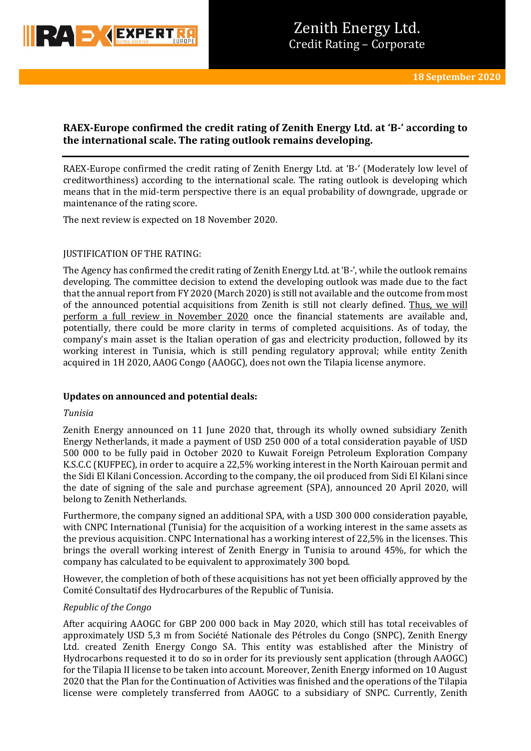# Zenith Energy Ltd.
## Credit Rating – Corporate

**18 September 2020**

**RAEX-Europe confirmed the credit rating of Zenith Energy Ltd. at 'B-' according to the international scale. The rating outlook remains developing.**

RAEX-Europe confirmed the credit rating of Zenith Energy Ltd. at 'B-' (Moderately low level of creditworthiness) according to the international scale. The rating outlook is developing which means that in the mid-term perspective there is an equal probability of downgrade, upgrade or maintenance of the rating score.

The next review is expected on 18 November 2020.

JUSTIFICATION OF THE RATING:

The Agency has confirmed the credit rating of Zenith Energy Ltd. at 'B-', while the outlook remains developing. The committee decision to extend the developing outlook was made due to the fact that the annual report from FY 2020 (March 2020) is still not available and the outcome from most of the announced potential acquisitions from Zenith is still not clearly defined. Thus, we will perform a full review in November 2020 once the financial statements are available and, potentially, there could be more clarity in terms of completed acquisitions. As of today, the company's main asset is the Italian operation of gas and electricity production, followed by its working interest in Tunisia, which is still pending regulatory approval; while entity Zenith acquired in 1H 2020, AAOG Congo (AAOGC), does not own the Tilapia license anymore.

**Updates on announced and potential deals:**

*Tunisia*

Zenith Energy announced on 11 June 2020 that, through its wholly owned subsidiary Zenith Energy Netherlands, it made a payment of USD 250 000 of a total consideration payable of USD 500 000 to be fully paid in October 2020 to Kuwait Foreign Petroleum Exploration Company K.S.C.C (KUFPEC), in order to acquire a 22,5% working interest in the North Kairouan permit and the Sidi El Kilani Concession. According to the company, the oil produced from Sidi El Kilani since the date of signing of the sale and purchase agreement (SPA), announced 20 April 2020, will belong to Zenith Netherlands.

Furthermore, the company signed an additional SPA, with a USD 300 000 consideration payable, with CNPC International (Tunisia) for the acquisition of a working interest in the same assets as the previous acquisition. CNPC International has a working interest of 22,5% in the licenses. This brings the overall working interest of Zenith Energy in Tunisia to around 45%, for which the company has calculated to be equivalent to approximately 300 bopd.

However, the completion of both of these acquisitions has not yet been officially approved by the Comité Consultatif des Hydrocarbures of the Republic of Tunisia.

*Republic of the Congo*

After acquiring AAOGC for GBP 200 000 back in May 2020, which still has total receivables of approximately USD 5,3 m from Société Nationale des Pétroles du Congo (SNPC), Zenith Energy Ltd. created Zenith Energy Congo SA. This entity was established after the Ministry of Hydrocarbons requested it to do so in order for its previously sent application (through AAOGC) for the Tilapia II license to be taken into account. Moreover, Zenith Energy informed on 10 August 2020 that the Plan for the Continuation of Activities was finished and the operations of the Tilapia license were completely transferred from AAOGC to a subsidiary of SNPC. Currently, Zenith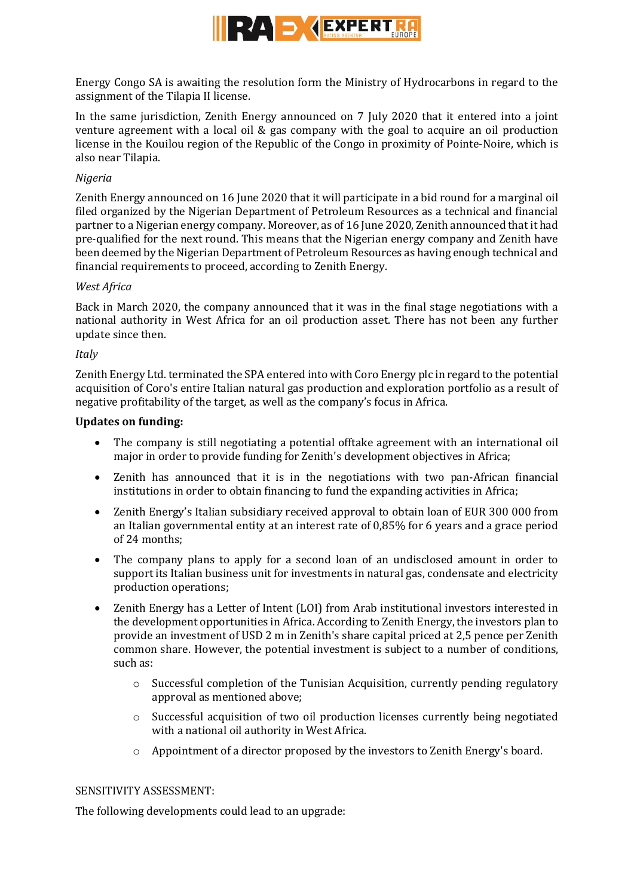Energy Congo SA is awaiting the resolution form the Ministry of Hydrocarbons in regard to the assignment of the Tilapia II license.

In the same jurisdiction, Zenith Energy announced on 7 July 2020 that it entered into a joint venture agreement with a local oil & gas company with the goal to acquire an oil production license in the Kouilou region of the Republic of the Congo in proximity of Pointe-Noire, which is also near Tilapia.

*Nigeria*

Zenith Energy announced on 16 June 2020 that it will participate in a bid round for a marginal oil filed organized by the Nigerian Department of Petroleum Resources as a technical and financial partner to a Nigerian energy company. Moreover, as of 16 June 2020, Zenith announced that it had pre-qualified for the next round. This means that the Nigerian energy company and Zenith have been deemed by the Nigerian Department of Petroleum Resources as having enough technical and financial requirements to proceed, according to Zenith Energy.

*West Africa*

Back in March 2020, the company announced that it was in the final stage negotiations with a national authority in West Africa for an oil production asset. There has not been any further update since then.

*Italy*

Zenith Energy Ltd. terminated the SPA entered into with Coro Energy plc in regard to the potential acquisition of Coro's entire Italian natural gas production and exploration portfolio as a result of negative profitability of the target, as well as the company's focus in Africa.

**Updates on funding:**

- The company is still negotiating a potential offtake agreement with an international oil major in order to provide funding for Zenith's development objectives in Africa;
- Zenith has announced that it is in the negotiations with two pan-African financial institutions in order to obtain financing to fund the expanding activities in Africa;
- Zenith Energy's Italian subsidiary received approval to obtain loan of EUR 300 000 from an Italian governmental entity at an interest rate of 0,85% for 6 years and a grace period of 24 months;
- The company plans to apply for a second loan of an undisclosed amount in order to support its Italian business unit for investments in natural gas, condensate and electricity production operations;
- Zenith Energy has a Letter of Intent (LOI) from Arab institutional investors interested in the development opportunities in Africa. According to Zenith Energy, the investors plan to provide an investment of USD 2 m in Zenith's share capital priced at 2,5 pence per Zenith common share. However, the potential investment is subject to a number of conditions, such as:
  - Successful completion of the Tunisian Acquisition, currently pending regulatory approval as mentioned above;
  - Successful acquisition of two oil production licenses currently being negotiated with a national oil authority in West Africa.
  - Appointment of a director proposed by the investors to Zenith Energy's board.

SENSITIVITY ASSESSMENT:

The following developments could lead to an upgrade: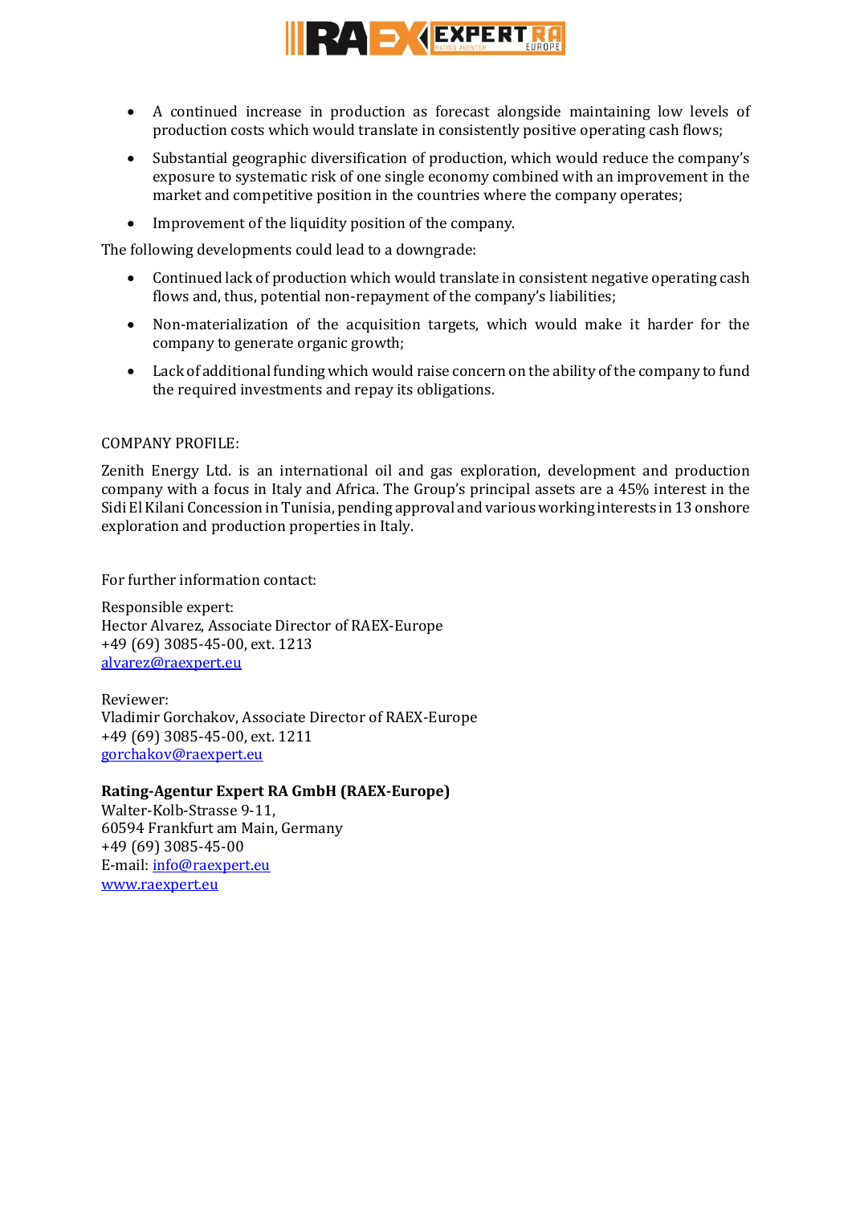- A continued increase in production as forecast alongside maintaining low levels of production costs which would translate in consistently positive operating cash flows;
- Substantial geographic diversification of production, which would reduce the company's exposure to systematic risk of one single economy combined with an improvement in the market and competitive position in the countries where the company operates;
- Improvement of the liquidity position of the company.

The following developments could lead to a downgrade:

- Continued lack of production which would translate in consistent negative operating cash flows and, thus, potential non-repayment of the company's liabilities;
- Non-materialization of the acquisition targets, which would make it harder for the company to generate organic growth;
- Lack of additional funding which would raise concern on the ability of the company to fund the required investments and repay its obligations.

COMPANY PROFILE:

Zenith Energy Ltd. is an international oil and gas exploration, development and production company with a focus in Italy and Africa. The Group's principal assets are a 45% interest in the Sidi El Kilani Concession in Tunisia, pending approval and various working interests in 13 onshore exploration and production properties in Italy.

For further information contact:

Responsible expert:
Hector Alvarez, Associate Director of RAEX-Europe
+49 (69) 3085-45-00, ext. 1213
alvarez@raexpert.eu

Reviewer:
Vladimir Gorchakov, Associate Director of RAEX-Europe
+49 (69) 3085-45-00, ext. 1211
gorchakov@raexpert.eu

**Rating-Agentur Expert RA GmbH (RAEX-Europe)**
Walter-Kolb-Strasse 9-11,
60594 Frankfurt am Main, Germany
+49 (69) 3085-45-00
E-mail: info@raexpert.eu
www.raexpert.eu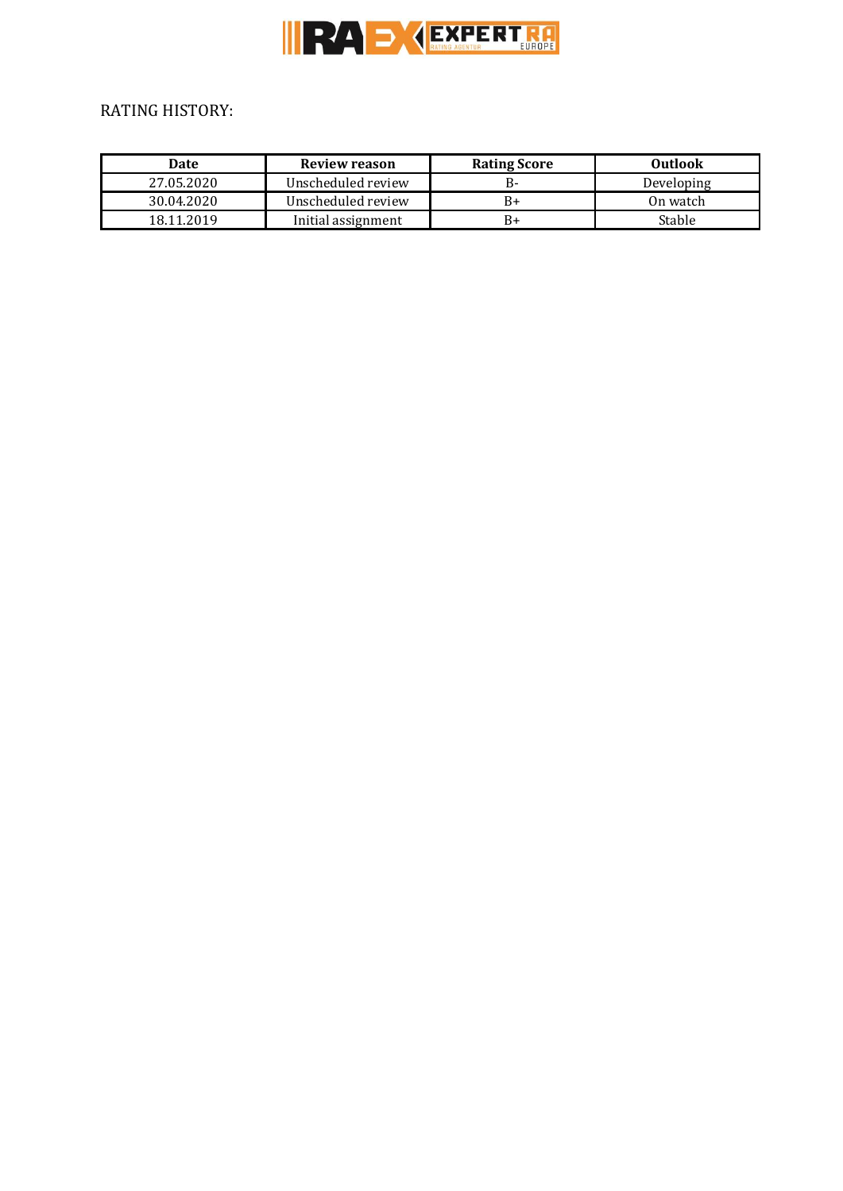RATING HISTORY:

| Date | Review reason | Rating Score | Outlook |
|---|---|---|---|
| 27.05.2020 | Unscheduled review | B- | Developing |
| 30.04.2020 | Unscheduled review | B+ | On watch |
| 18.11.2019 | Initial assignment | B+ | Stable |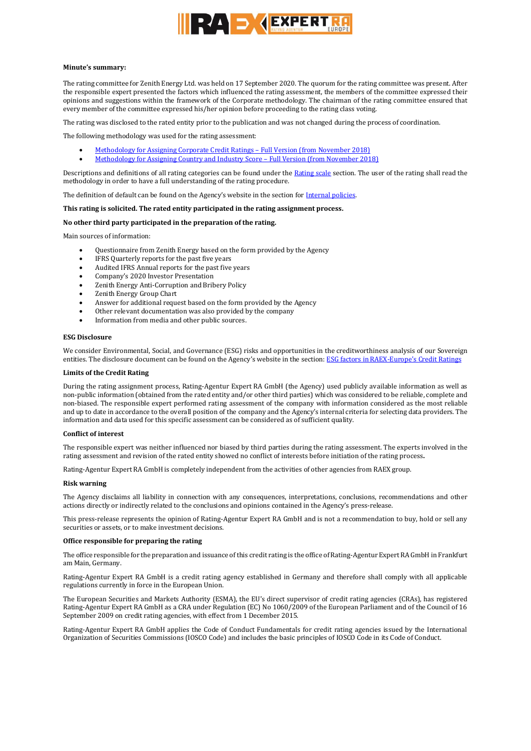**Minute's summary:**

The rating committee for Zenith Energy Ltd. was held on 17 September 2020. The quorum for the rating committee was present. After the responsible expert presented the factors which influenced the rating assessment, the members of the committee expressed their opinions and suggestions within the framework of the Corporate methodology. The chairman of the rating committee ensured that every member of the committee expressed his/her opinion before proceeding to the rating class voting.

The rating was disclosed to the rated entity prior to the publication and was not changed during the process of coordination.

The following methodology was used for the rating assessment:

- Methodology for Assigning Corporate Credit Ratings – Full Version (from November 2018)
- Methodology for Assigning Country and Industry Score – Full Version (from November 2018)

Descriptions and definitions of all rating categories can be found under the Rating scale section. The user of the rating shall read the methodology in order to have a full understanding of the rating procedure.

The definition of default can be found on the Agency's website in the section for Internal policies.

**This rating is solicited. The rated entity participated in the rating assignment process.**

**No other third party participated in the preparation of the rating.**

Main sources of information:

- Questionnaire from Zenith Energy based on the form provided by the Agency
- IFRS Quarterly reports for the past five years
- Audited IFRS Annual reports for the past five years
- Company's 2020 Investor Presentation
- Zenith Energy Anti-Corruption and Bribery Policy
- Zenith Energy Group Chart
- Answer for additional request based on the form provided by the Agency
- Other relevant documentation was also provided by the company
- Information from media and other public sources.

**ESG Disclosure**

We consider Environmental, Social, and Governance (ESG) risks and opportunities in the creditworthiness analysis of our Sovereign entities. The disclosure document can be found on the Agency's website in the section: ESG factors in RAEX-Europe's Credit Ratings

**Limits of the Credit Rating**

During the rating assignment process, Rating-Agentur Expert RA GmbH (the Agency) used publicly available information as well as non-public information (obtained from the rated entity and/or other third parties) which was considered to be reliable, complete and non-biased. The responsible expert performed rating assessment of the company with information considered as the most reliable and up to date in accordance to the overall position of the company and the Agency's internal criteria for selecting data providers. The information and data used for this specific assessment can be considered as of sufficient quality.

**Conflict of interest**

The responsible expert was neither influenced nor biased by third parties during the rating assessment. The experts involved in the rating assessment and revision of the rated entity showed no conflict of interests before initiation of the rating process**.**

Rating-Agentur Expert RA GmbH is completely independent from the activities of other agencies from RAEX group.

**Risk warning**

The Agency disclaims all liability in connection with any consequences, interpretations, conclusions, recommendations and other actions directly or indirectly related to the conclusions and opinions contained in the Agency's press-release.

This press-release represents the opinion of Rating-Agentur Expert RA GmbH and is not a recommendation to buy, hold or sell any securities or assets, or to make investment decisions.

**Office responsible for preparing the rating**

The office responsible for the preparation and issuance of this credit rating is the office of Rating-Agentur Expert RA GmbH in Frankfurt am Main, Germany.

Rating-Agentur Expert RA GmbH is a credit rating agency established in Germany and therefore shall comply with all applicable regulations currently in force in the European Union.

The European Securities and Markets Authority (ESMA), the EU's direct supervisor of credit rating agencies (CRAs), has registered Rating-Agentur Expert RA GmbH as a CRA under Regulation (EC) No 1060/2009 of the European Parliament and of the Council of 16 September 2009 on credit rating agencies, with effect from 1 December 2015.

Rating-Agentur Expert RA GmbH applies the Code of Conduct Fundamentals for credit rating agencies issued by the International Organization of Securities Commissions (IOSCO Code) and includes the basic principles of IOSCO Code in its Code of Conduct.